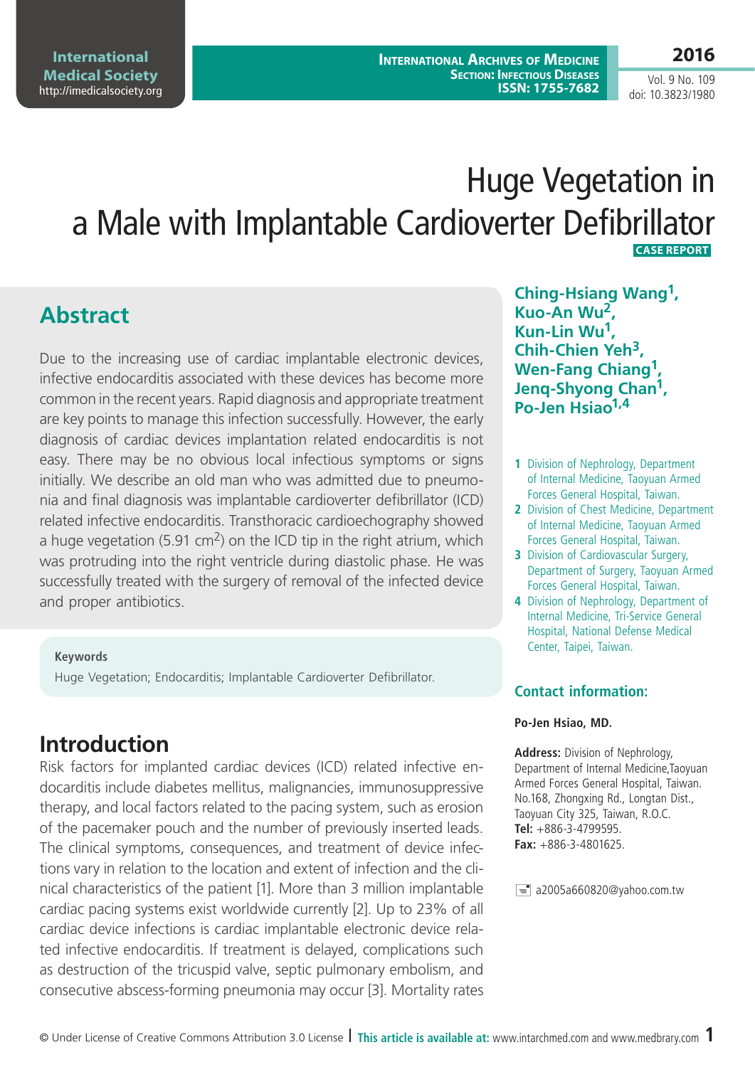# Huge Vegetation in a Male with Implantable Cardioverter Defibrillator

CASE REPORT

**Ching-Hsiang Wang[1], Kuo-An Wu[2], Kun-Lin Wu[1], Chih-Chien Yeh[3], Wen-Fang Chiang[1], Jenq-Shyong Chan[1], Po-Jen Hsiao[1,4]**

1 Division of Nephrology, Department of Internal Medicine, Taoyuan Armed Forces General Hospital, Taiwan.
2 Division of Chest Medicine, Department of Internal Medicine, Taoyuan Armed Forces General Hospital, Taiwan.
3 Division of Cardiovascular Surgery, Department of Surgery, Taoyuan Armed Forces General Hospital, Taiwan.
4 Division of Nephrology, Department of Internal Medicine, Tri-Service General Hospital, National Defense Medical Center, Taipei, Taiwan.

## Abstract

Due to the increasing use of cardiac implantable electronic devices, infective endocarditis associated with these devices has become more common in the recent years. Rapid diagnosis and appropriate treatment are key points to manage this infection successfully. However, the early diagnosis of cardiac devices implantation related endocarditis is not easy. There may be no obvious local infectious symptoms or signs initially. We describe an old man who was admitted due to pneumonia and final diagnosis was implantable cardioverter defibrillator (ICD) related infective endocarditis. Transthoracic cardioechography showed a huge vegetation (5.91 $cm^2$) on the ICD tip in the right atrium, which was protruding into the right ventricle during diastolic phase. He was successfully treated with the surgery of removal of the infected device and proper antibiotics.

**Keywords**

Huge Vegetation; Endocarditis; Implantable Cardioverter Defibrillator.

### Contact information:

**Po-Jen Hsiao, MD.**

**Address:** Division of Nephrology, Department of Internal Medicine,Taoyuan Armed Forces General Hospital, Taiwan. No.168, Zhongxing Rd., Longtan Dist., Taoyuan City 325, Taiwan, R.O.C.
**Tel:** +886-3-4799595.
**Fax:** +886-3-4801625.

a2005a660820@yahoo.com.tw

## Introduction

Risk factors for implanted cardiac devices (ICD) related infective endocarditis include diabetes mellitus, malignancies, immunosuppressive therapy, and local factors related to the pacing system, such as erosion of the pacemaker pouch and the number of previously inserted leads. The clinical symptoms, consequences, and treatment of device infections vary in relation to the location and extent of infection and the clinical characteristics of the patient [1]. More than 3 million implantable cardiac pacing systems exist worldwide currently [2]. Up to 23% of all cardiac device infections is cardiac implantable electronic device related infective endocarditis. If treatment is delayed, complications such as destruction of the tricuspid valve, septic pulmonary embolism, and consecutive abscess-forming pneumonia may occur [3]. Mortality rates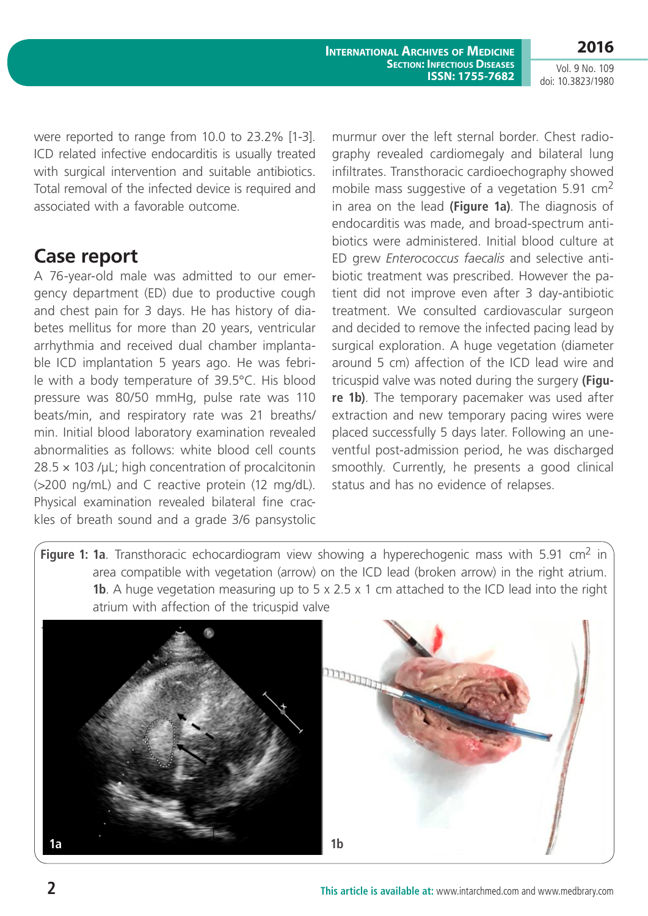were reported to range from 10.0 to 23.2% [1-3]. ICD related infective endocarditis is usually treated with surgical intervention and suitable antibiotics. Total removal of the infected device is required and associated with a favorable outcome.

## Case report

A 76-year-old male was admitted to our emergency department (ED) due to productive cough and chest pain for 3 days. He has history of diabetes mellitus for more than 20 years, ventricular arrhythmia and received dual chamber implantable ICD implantation 5 years ago. He was febrile with a body temperature of 39.5°C. His blood pressure was 80/50 mmHg, pulse rate was 110 beats/min, and respiratory rate was 21 breaths/min. Initial blood laboratory examination revealed abnormalities as follows: white blood cell counts 28.5 × 103 /μL; high concentration of procalcitonin (>200 ng/mL) and C reactive protein (12 mg/dL). Physical examination revealed bilateral fine crackles of breath sound and a grade 3/6 pansystolic murmur over the left sternal border. Chest radiography revealed cardiomegaly and bilateral lung infiltrates. Transthoracic cardioechography showed mobile mass suggestive of a vegetation 5.91 $cm^2$ in area on the lead **(Figure 1a)**. The diagnosis of endocarditis was made, and broad-spectrum antibiotics were administered. Initial blood culture at ED grew *Enterococcus faecalis* and selective antibiotic treatment was prescribed. However the patient did not improve even after 3 day-antibiotic treatment. We consulted cardiovascular surgeon and decided to remove the infected pacing lead by surgical exploration. A huge vegetation (diameter around 5 cm) affection of the ICD lead wire and tricuspid valve was noted during the surgery **(Figure 1b)**. The temporary pacemaker was used after extraction and new temporary pacing wires were placed successfully 5 days later. Following an uneventful post-admission period, he was discharged smoothly. Currently, he presents a good clinical status and has no evidence of relapses.

**Figure 1: 1a**. Transthoracic echocardiogram view showing a hyperechogenic mass with 5.91 $cm^2$ in area compatible with vegetation (arrow) on the ICD lead (broken arrow) in the right atrium. **1b**. A huge vegetation measuring up to 5 x 2.5 x 1 cm attached to the ICD lead into the right atrium with affection of the tricuspid valve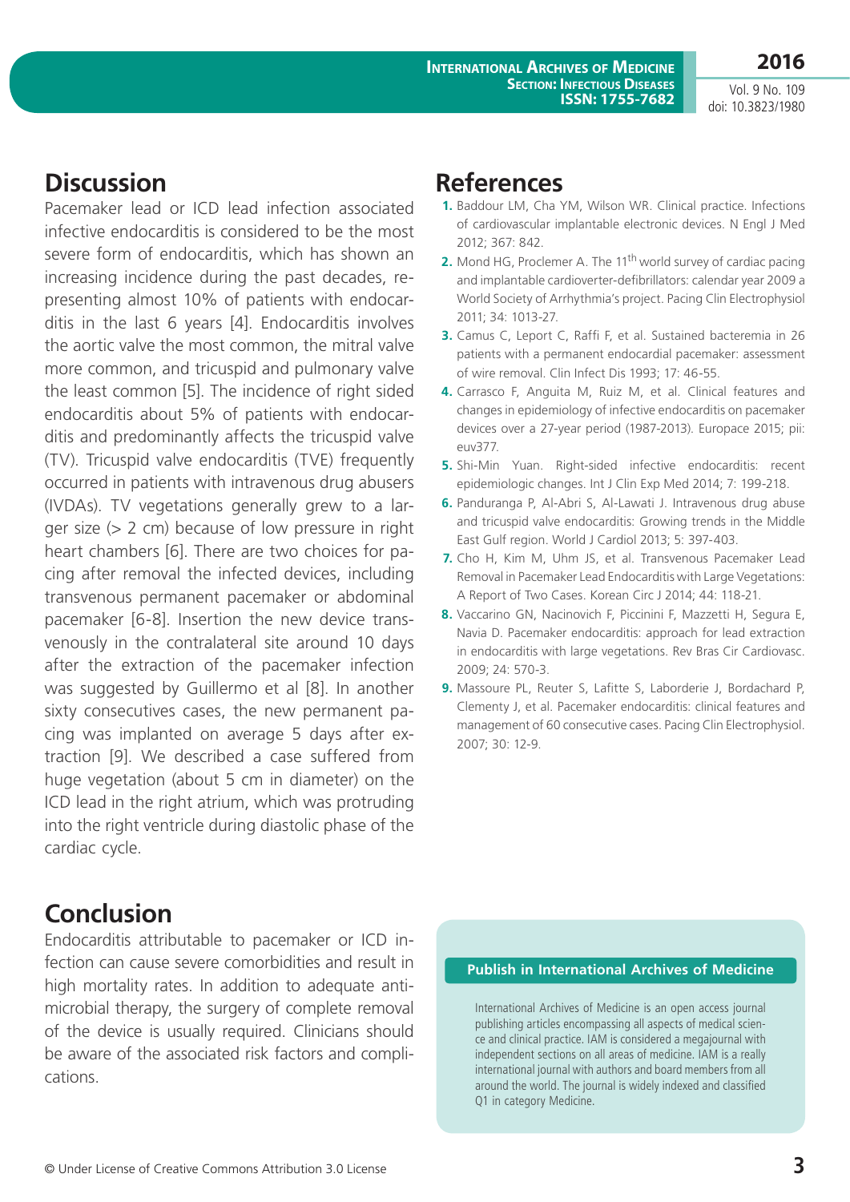## Discussion

Pacemaker lead or ICD lead infection associated infective endocarditis is considered to be the most severe form of endocarditis, which has shown an increasing incidence during the past decades, representing almost 10% of patients with endocarditis in the last 6 years [4]. Endocarditis involves the aortic valve the most common, the mitral valve more common, and tricuspid and pulmonary valve the least common [5]. The incidence of right sided endocarditis about 5% of patients with endocarditis and predominantly affects the tricuspid valve (TV). Tricuspid valve endocarditis (TVE) frequently occurred in patients with intravenous drug abusers (IVDAs). TV vegetations generally grew to a larger size (> 2 cm) because of low pressure in right heart chambers [6]. There are two choices for pacing after removal the infected devices, including transvenous permanent pacemaker or abdominal pacemaker [6-8]. Insertion the new device transvenously in the contralateral site around 10 days after the extraction of the pacemaker infection was suggested by Guillermo et al [8]. In another sixty consecutives cases, the new permanent pacing was implanted on average 5 days after extraction [9]. We described a case suffered from huge vegetation (about 5 cm in diameter) on the ICD lead in the right atrium, which was protruding into the right ventricle during diastolic phase of the cardiac cycle.

## Conclusion

Endocarditis attributable to pacemaker or ICD infection can cause severe comorbidities and result in high mortality rates. In addition to adequate antimicrobial therapy, the surgery of complete removal of the device is usually required. Clinicians should be aware of the associated risk factors and complications.

## References

1. Baddour LM, Cha YM, Wilson WR. Clinical practice. Infections of cardiovascular implantable electronic devices. N Engl J Med 2012; 367: 842.
2. Mond HG, Proclemer A. The 11th world survey of cardiac pacing and implantable cardioverter-defibrillators: calendar year 2009 a World Society of Arrhythmia's project. Pacing Clin Electrophysiol 2011; 34: 1013-27.
3. Camus C, Leport C, Raffi F, et al. Sustained bacteremia in 26 patients with a permanent endocardial pacemaker: assessment of wire removal. Clin Infect Dis 1993; 17: 46-55.
4. Carrasco F, Anguita M, Ruiz M, et al. Clinical features and changes in epidemiology of infective endocarditis on pacemaker devices over a 27-year period (1987-2013). Europace 2015; pii: euv377.
5. Shi-Min Yuan. Right-sided infective endocarditis: recent epidemiologic changes. Int J Clin Exp Med 2014; 7: 199-218.
6. Panduranga P, Al-Abri S, Al-Lawati J. Intravenous drug abuse and tricuspid valve endocarditis: Growing trends in the Middle East Gulf region. World J Cardiol 2013; 5: 397-403.
7. Cho H, Kim M, Uhm JS, et al. Transvenous Pacemaker Lead Removal in Pacemaker Lead Endocarditis with Large Vegetations: A Report of Two Cases. Korean Circ J 2014; 44: 118-21.
8. Vaccarino GN, Nacinovich F, Piccinini F, Mazzetti H, Segura E, Navia D. Pacemaker endocarditis: approach for lead extraction in endocarditis with large vegetations. Rev Bras Cir Cardiovasc. 2009; 24: 570-3.
9. Massoure PL, Reuter S, Lafitte S, Laborderie J, Bordachard P, Clementy J, et al. Pacemaker endocarditis: clinical features and management of 60 consecutive cases. Pacing Clin Electrophysiol. 2007; 30: 12-9.

**Publish in International Archives of Medicine**

International Archives of Medicine is an open access journal publishing articles encompassing all aspects of medical science and clinical practice. IAM is considered a megajournal with independent sections on all areas of medicine. IAM is a really international journal with authors and board members from all around the world. The journal is widely indexed and classified Q1 in category Medicine.